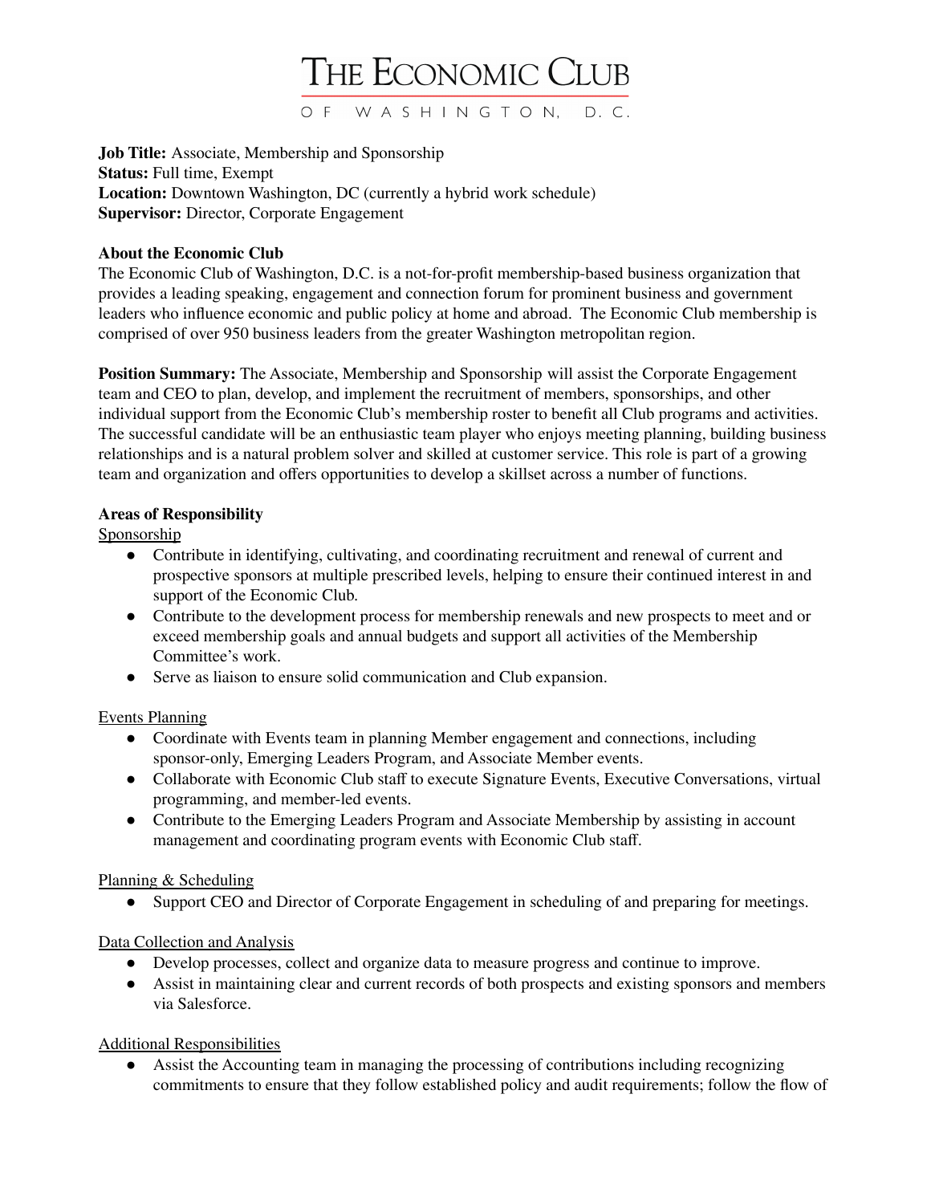# THE ECONOMIC CLUB

OF WASHINGTON, D.C.

**Job Title:** Associate, Membership and Sponsorship
**Status:** Full time, Exempt
**Location:** Downtown Washington, DC (currently a hybrid work schedule)
**Supervisor:** Director, Corporate Engagement

**About the Economic Club**
The Economic Club of Washington, D.C. is a not-for-profit membership-based business organization that provides a leading speaking, engagement and connection forum for prominent business and government leaders who influence economic and public policy at home and abroad. The Economic Club membership is comprised of over 950 business leaders from the greater Washington metropolitan region.

**Position Summary:** The Associate, Membership and Sponsorship will assist the Corporate Engagement team and CEO to plan, develop, and implement the recruitment of members, sponsorships, and other individual support from the Economic Club's membership roster to benefit all Club programs and activities. The successful candidate will be an enthusiastic team player who enjoys meeting planning, building business relationships and is a natural problem solver and skilled at customer service. This role is part of a growing team and organization and offers opportunities to develop a skillset across a number of functions.

**Areas of Responsibility**

Sponsorship

- Contribute in identifying, cultivating, and coordinating recruitment and renewal of current and prospective sponsors at multiple prescribed levels, helping to ensure their continued interest in and support of the Economic Club.
- Contribute to the development process for membership renewals and new prospects to meet and or exceed membership goals and annual budgets and support all activities of the Membership Committee's work.
- Serve as liaison to ensure solid communication and Club expansion.

Events Planning

- Coordinate with Events team in planning Member engagement and connections, including sponsor-only, Emerging Leaders Program, and Associate Member events.
- Collaborate with Economic Club staff to execute Signature Events, Executive Conversations, virtual programming, and member-led events.
- Contribute to the Emerging Leaders Program and Associate Membership by assisting in account management and coordinating program events with Economic Club staff.

Planning & Scheduling

- Support CEO and Director of Corporate Engagement in scheduling of and preparing for meetings.

Data Collection and Analysis

- Develop processes, collect and organize data to measure progress and continue to improve.
- Assist in maintaining clear and current records of both prospects and existing sponsors and members via Salesforce.

Additional Responsibilities

- Assist the Accounting team in managing the processing of contributions including recognizing commitments to ensure that they follow established policy and audit requirements; follow the flow of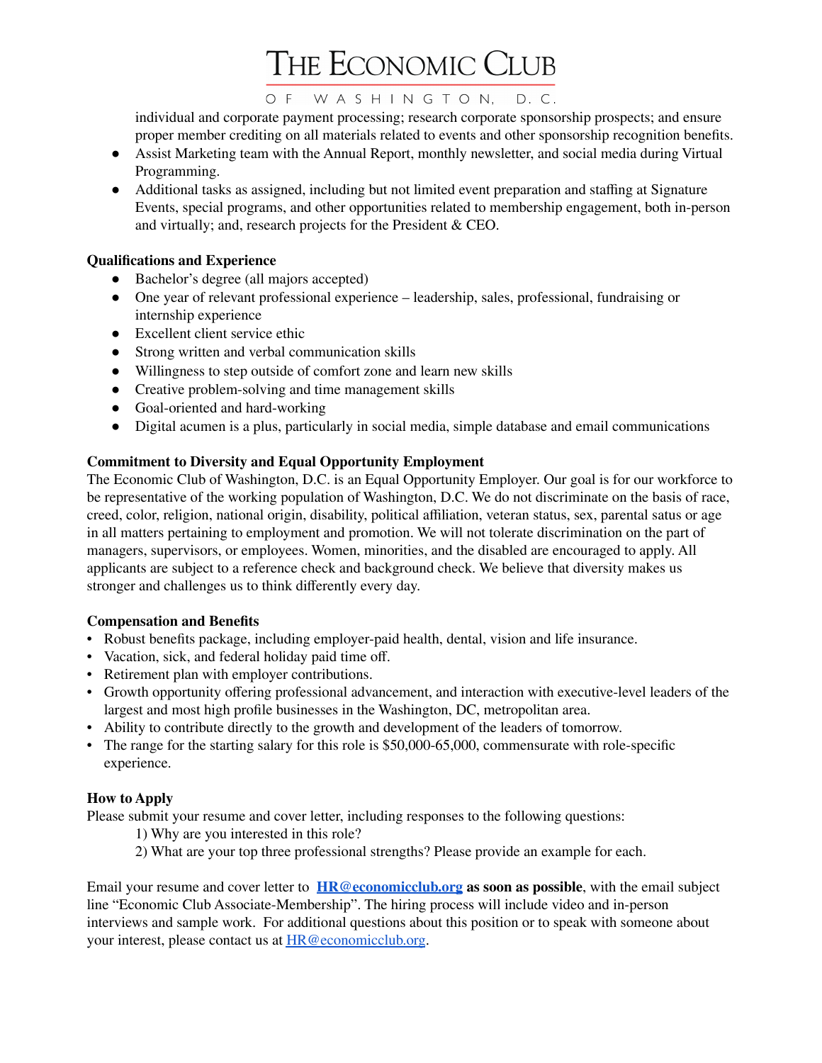individual and corporate payment processing; research corporate sponsorship prospects; and ensure proper member crediting on all materials related to events and other sponsorship recognition benefits.

- Assist Marketing team with the Annual Report, monthly newsletter, and social media during Virtual Programming.
- Additional tasks as assigned, including but not limited event preparation and staffing at Signature Events, special programs, and other opportunities related to membership engagement, both in-person and virtually; and, research projects for the President & CEO.

**Qualifications and Experience**

- Bachelor's degree (all majors accepted)
- One year of relevant professional experience – leadership, sales, professional, fundraising or internship experience
- Excellent client service ethic
- Strong written and verbal communication skills
- Willingness to step outside of comfort zone and learn new skills
- Creative problem-solving and time management skills
- Goal-oriented and hard-working
- Digital acumen is a plus, particularly in social media, simple database and email communications

**Commitment to Diversity and Equal Opportunity Employment**

The Economic Club of Washington, D.C. is an Equal Opportunity Employer. Our goal is for our workforce to be representative of the working population of Washington, D.C. We do not discriminate on the basis of race, creed, color, religion, national origin, disability, political affiliation, veteran status, sex, parental satus or age in all matters pertaining to employment and promotion. We will not tolerate discrimination on the part of managers, supervisors, or employees. Women, minorities, and the disabled are encouraged to apply. All applicants are subject to a reference check and background check. We believe that diversity makes us stronger and challenges us to think differently every day.

**Compensation and Benefits**

- Robust benefits package, including employer-paid health, dental, vision and life insurance.
- Vacation, sick, and federal holiday paid time off.
- Retirement plan with employer contributions.
- Growth opportunity offering professional advancement, and interaction with executive-level leaders of the largest and most high profile businesses in the Washington, DC, metropolitan area.
- Ability to contribute directly to the growth and development of the leaders of tomorrow.
- The range for the starting salary for this role is $50,000-65,000, commensurate with role-specific experience.

**How to Apply**

Please submit your resume and cover letter, including responses to the following questions:

1) Why are you interested in this role?
2) What are your top three professional strengths? Please provide an example for each.

Email your resume and cover letter to **HR@economicclub.org as soon as possible**, with the email subject line "Economic Club Associate-Membership". The hiring process will include video and in-person interviews and sample work. For additional questions about this position or to speak with someone about your interest, please contact us at HR@economicclub.org.